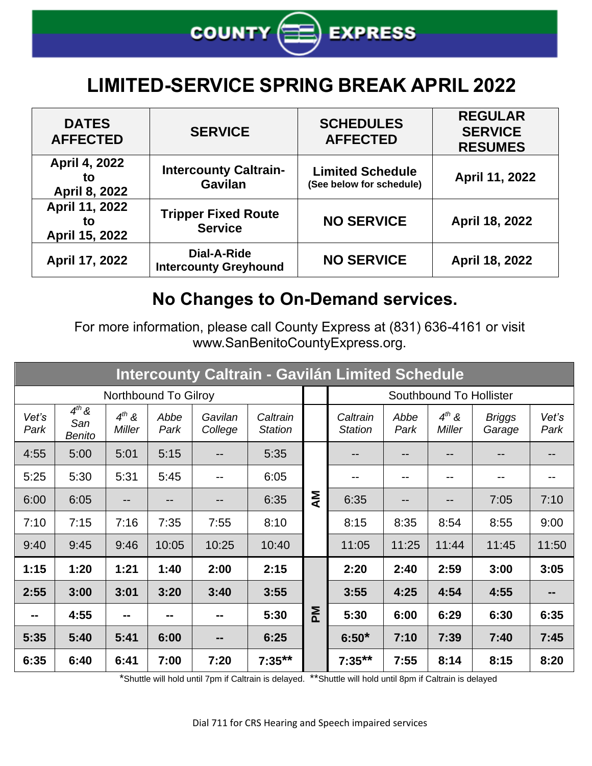# COUNTY EXPRESS

## LIMITED-SERVICE SPRING BREAK APRIL 2022

| DATES AFFECTED | SERVICE | SCHEDULES AFFECTED | REGULAR SERVICE RESUMES |
|---|---|---|---|
| April 4, 2022 to April 8, 2022 | Intercounty Caltrain-Gavilan | Limited Schedule (See below for schedule) | April 11, 2022 |
| April 11, 2022 to April 15, 2022 | Tripper Fixed Route Service | NO SERVICE | April 18, 2022 |
| April 17, 2022 | Dial-A-Ride Intercounty Greyhound | NO SERVICE | April 18, 2022 |

### No Changes to On-Demand services.

For more information, please call County Express at (831) 636-4161 or visit www.SanBenitoCountyExpress.org.

### Intercounty Caltrain - Gavilán Limited Schedule

| Northbound To Gilroy | | | | | | | Southbound To Hollister | | | | |
|---|---|---|---|---|---|---|---|---|---|---|---|
| *Vet's Park* | *4th & San Benito* | *4th & Miller* | *Abbe Park* | *Gavilan College* | *Caltrain Station* | | *Caltrain Station* | *Abbe Park* | *4th & Miller* | *Briggs Garage* | *Vet's Park* |
| 4:55 | 5:00 | 5:01 | 5:15 | -- | 5:35 | AM | -- | -- | -- | -- | -- |
| 5:25 | 5:30 | 5:31 | 5:45 | -- | 6:05 | AM | -- | -- | -- | -- | -- |
| 6:00 | 6:05 | -- | -- | -- | 6:35 | AM | 6:35 | -- | -- | 7:05 | 7:10 |
| 7:10 | 7:15 | 7:16 | 7:35 | 7:55 | 8:10 | AM | 8:15 | 8:35 | 8:54 | 8:55 | 9:00 |
| 9:40 | 9:45 | 9:46 | 10:05 | 10:25 | 10:40 | AM | 11:05 | 11:25 | 11:44 | 11:45 | 11:50 |
| **1:15** | **1:20** | **1:21** | **1:40** | **2:00** | **2:15** | PM | **2:20** | **2:40** | **2:59** | **3:00** | **3:05** |
| **2:55** | **3:00** | **3:01** | **3:20** | **3:40** | **3:55** | PM | **3:55** | **4:25** | **4:54** | **4:55** | **--** |
| **--** | **4:55** | **--** | **--** | **--** | **5:30** | PM | **5:30** | **6:00** | **6:29** | **6:30** | **6:35** |
| **5:35** | **5:40** | **5:41** | **6:00** | **--** | **6:25** | PM | **6:50*** | **7:10** | **7:39** | **7:40** | **7:45** |
| **6:35** | **6:40** | **6:41** | **7:00** | **7:20** | **7:35**** | PM | **7:35**** | **7:55** | **8:14** | **8:15** | **8:20** |

*Shuttle will hold until 7pm if Caltrain is delayed. **Shuttle will hold until 8pm if Caltrain is delayed

Dial 711 for CRS Hearing and Speech impaired services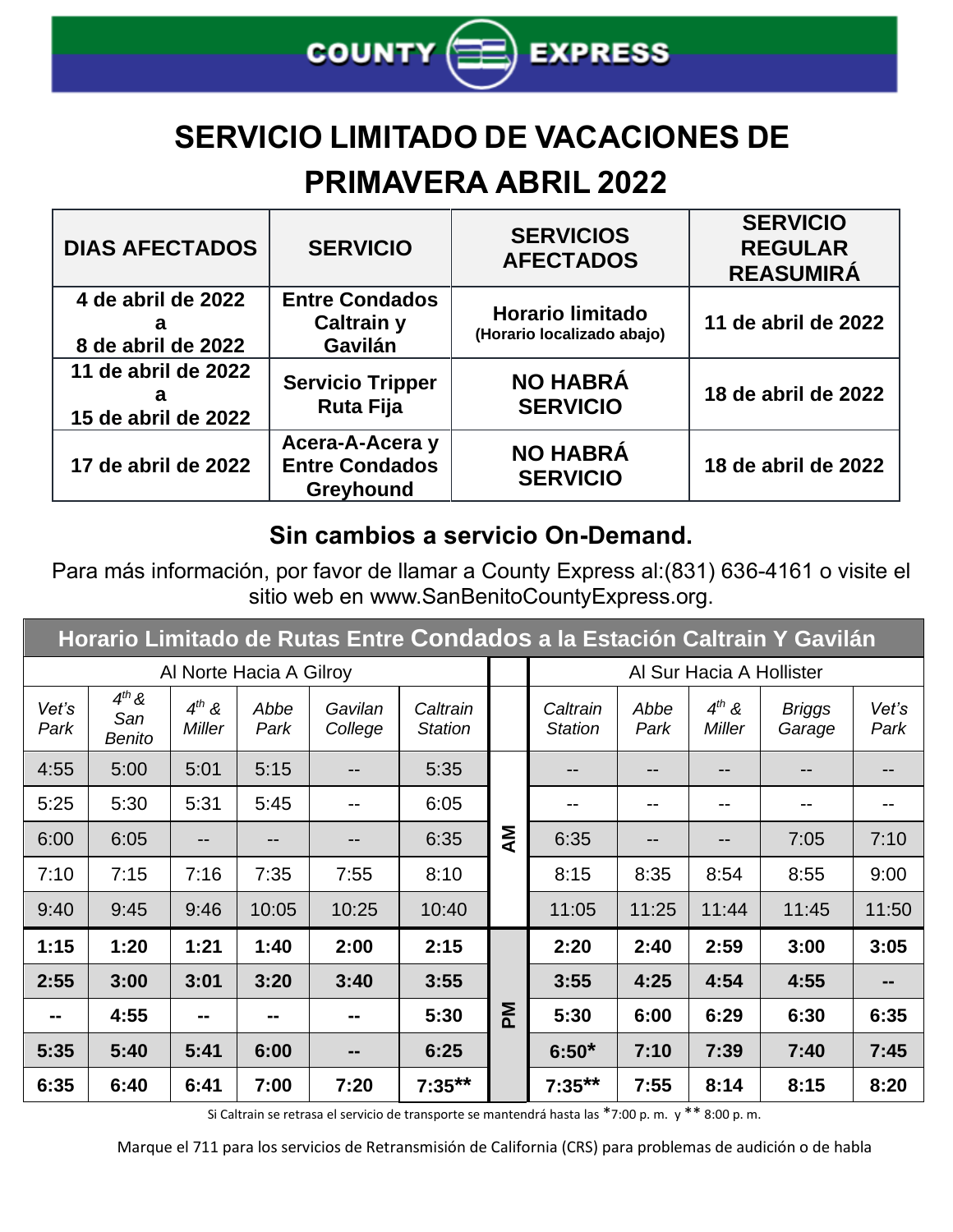COUNTY EXPRESS

# SERVICIO LIMITADO DE VACACIONES DE PRIMAVERA ABRIL 2022

| DIAS AFECTADOS | SERVICIO | SERVICIOS AFECTADOS | SERVICIO REGULAR REASUMIRÁ |
|---|---|---|---|
| 4 de abril de 2022 a 8 de abril de 2022 | Entre Condados Caltrain y Gavilán | Horario limitado (Horario localizado abajo) | 11 de abril de 2022 |
| 11 de abril de 2022 a 15 de abril de 2022 | Servicio Tripper Ruta Fija | NO HABRÁ SERVICIO | 18 de abril de 2022 |
| 17 de abril de 2022 | Acera-A-Acera y Entre Condados Greyhound | NO HABRÁ SERVICIO | 18 de abril de 2022 |

## Sin cambios a servicio On-Demand.

Para más información, por favor de llamar a County Express al:(831) 636-4161 o visite el sitio web en www.SanBenitoCountyExpress.org.

## Horario Limitado de Rutas Entre Condados a la Estación Caltrain Y Gavilán

| Al Norte Hacia A Gilroy | | | | | | | Al Sur Hacia A Hollister | | | | |
|---|---|---|---|---|---|---|---|---|---|---|---|
| *Vet's Park* | *4th & San Benito* | *4th & Miller* | *Abbe Park* | *Gavilan College* | *Caltrain Station* | | *Caltrain Station* | *Abbe Park* | *4th & Miller* | *Briggs Garage* | *Vet's Park* |
| 4:55 | 5:00 | 5:01 | 5:15 | -- | 5:35 | AM | -- | -- | -- | -- | -- |
| 5:25 | 5:30 | 5:31 | 5:45 | -- | 6:05 | AM | -- | -- | -- | -- | -- |
| 6:00 | 6:05 | -- | -- | -- | 6:35 | AM | 6:35 | -- | -- | 7:05 | 7:10 |
| 7:10 | 7:15 | 7:16 | 7:35 | 7:55 | 8:10 | AM | 8:15 | 8:35 | 8:54 | 8:55 | 9:00 |
| 9:40 | 9:45 | 9:46 | 10:05 | 10:25 | 10:40 | AM | 11:05 | 11:25 | 11:44 | 11:45 | 11:50 |
| **1:15** | **1:20** | **1:21** | **1:40** | **2:00** | **2:15** | PM | **2:20** | **2:40** | **2:59** | **3:00** | **3:05** |
| **2:55** | **3:00** | **3:01** | **3:20** | **3:40** | **3:55** | PM | **3:55** | **4:25** | **4:54** | **4:55** | **--** |
| **--** | **4:55** | **--** | **--** | **--** | **5:30** | PM | **5:30** | **6:00** | **6:29** | **6:30** | **6:35** |
| **5:35** | **5:40** | **5:41** | **6:00** | **--** | **6:25** | PM | **6:50*** | **7:10** | **7:39** | **7:40** | **7:45** |
| **6:35** | **6:40** | **6:41** | **7:00** | **7:20** | **7:35**** | PM | **7:35**** | **7:55** | **8:14** | **8:15** | **8:20** |

Si Caltrain se retrasa el servicio de transporte se mantendrá hasta las *7:00 p. m. y ** 8:00 p. m.

Marque el 711 para los servicios de Retransmisión de California (CRS) para problemas de audición o de habla